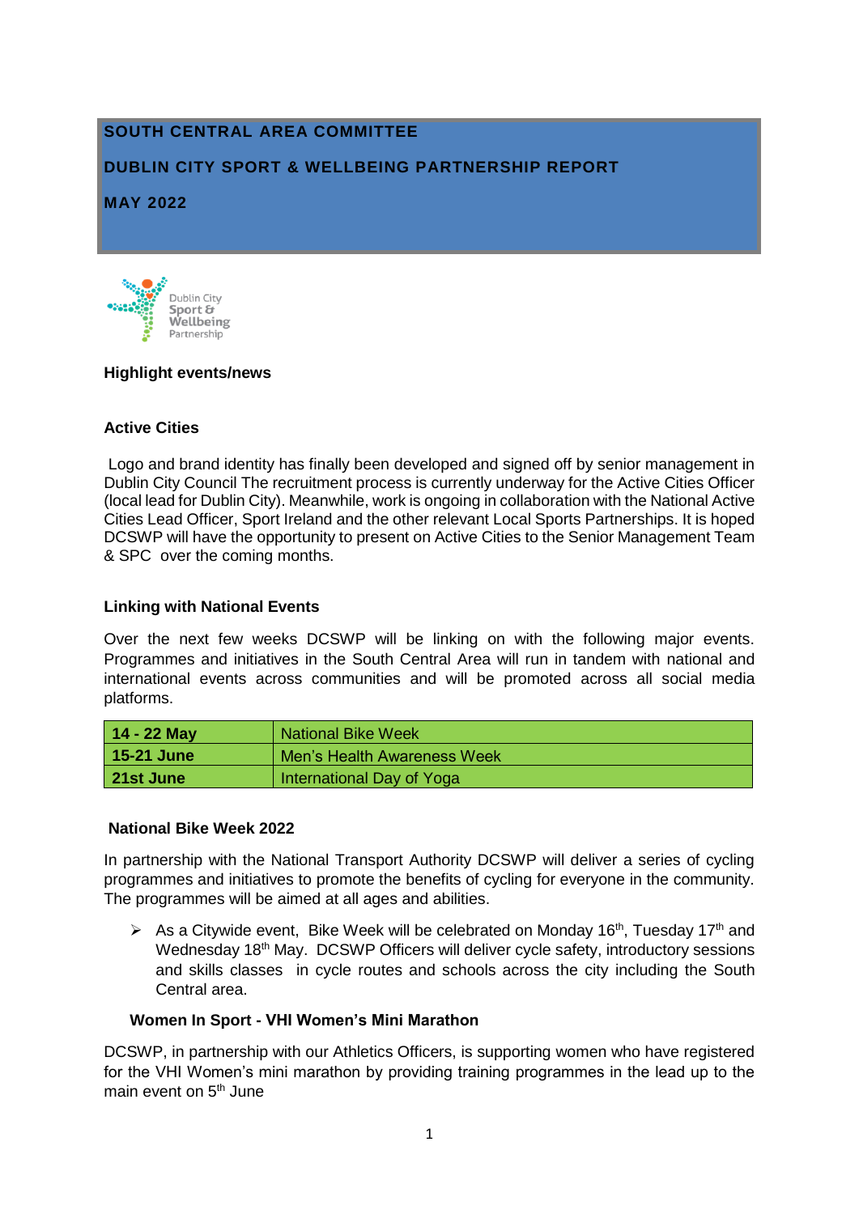# SOUTH CENTRAL AREA COMMITTEE

# DUBLIN CITY SPORT & WELLBEING PARTNERSHIP REPORT

# MAY 2022

Dublin City Sport & Wellbeing Partnership

## Highlight events/news

### Active Cities

Logo and brand identity has finally been developed and signed off by senior management in Dublin City Council The recruitment process is currently underway for the Active Cities Officer (local lead for Dublin City). Meanwhile, work is ongoing in collaboration with the National Active Cities Lead Officer, Sport Ireland and the other relevant Local Sports Partnerships. It is hoped DCSWP will have the opportunity to present on Active Cities to the Senior Management Team & SPC over the coming months.

### Linking with National Events

Over the next few weeks DCSWP will be linking on with the following major events. Programmes and initiatives in the South Central Area will run in tandem with national and international events across communities and will be promoted across all social media platforms.

| | |
|---|---|
| **14 - 22 May** | National Bike Week |
| **15-21 June** | Men's Health Awareness Week |
| **21st June** | International Day of Yoga |

### National Bike Week 2022

In partnership with the National Transport Authority DCSWP will deliver a series of cycling programmes and initiatives to promote the benefits of cycling for everyone in the community. The programmes will be aimed at all ages and abilities.

- As a Citywide event, Bike Week will be celebrated on Monday 16th, Tuesday 17th and Wednesday 18th May. DCSWP Officers will deliver cycle safety, introductory sessions and skills classes in cycle routes and schools across the city including the South Central area.

### Women In Sport - VHI Women's Mini Marathon

DCSWP, in partnership with our Athletics Officers, is supporting women who have registered for the VHI Women's mini marathon by providing training programmes in the lead up to the main event on 5th June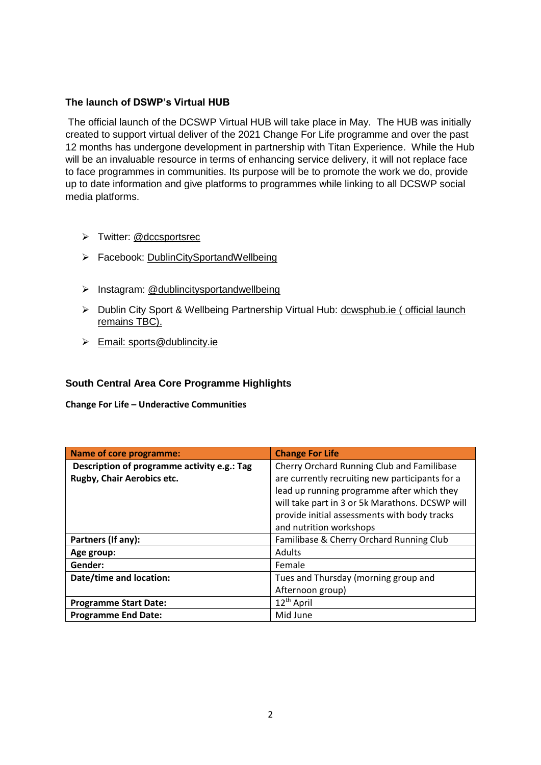### The launch of DSWP's Virtual HUB

The official launch of the DCSWP Virtual HUB will take place in May. The HUB was initially created to support virtual deliver of the 2021 Change For Life programme and over the past 12 months has undergone development in partnership with Titan Experience. While the Hub will be an invaluable resource in terms of enhancing service delivery, it will not replace face to face programmes in communities. Its purpose will be to promote the work we do, provide up to date information and give platforms to programmes while linking to all DCSWP social media platforms.

- Twitter: @dccsportsrec
- Facebook: DublinCitySportandWellbeing
- Instagram: @dublincitysportandwellbeing
- Dublin City Sport & Wellbeing Partnership Virtual Hub: dcwsphub.ie ( official launch remains TBC).
- Email: sports@dublincity.ie

### South Central Area Core Programme Highlights

**Change For Life – Underactive Communities**

| Name of core programme: | Change For Life |
| --- | --- |
| **Description of programme activity e.g.: Tag Rugby, Chair Aerobics etc.** | Cherry Orchard Running Club and Familibase are currently recruiting new participants for a lead up running programme after which they will take part in 3 or 5k Marathons. DCSWP will provide initial assessments with body tracks and nutrition workshops |
| **Partners (If any):** | Familibase & Cherry Orchard Running Club |
| **Age group:** | Adults |
| **Gender:** | Female |
| **Date/time and location:** | Tues and Thursday (morning group and Afternoon group) |
| **Programme Start Date:** | 12th April |
| **Programme End Date:** | Mid June |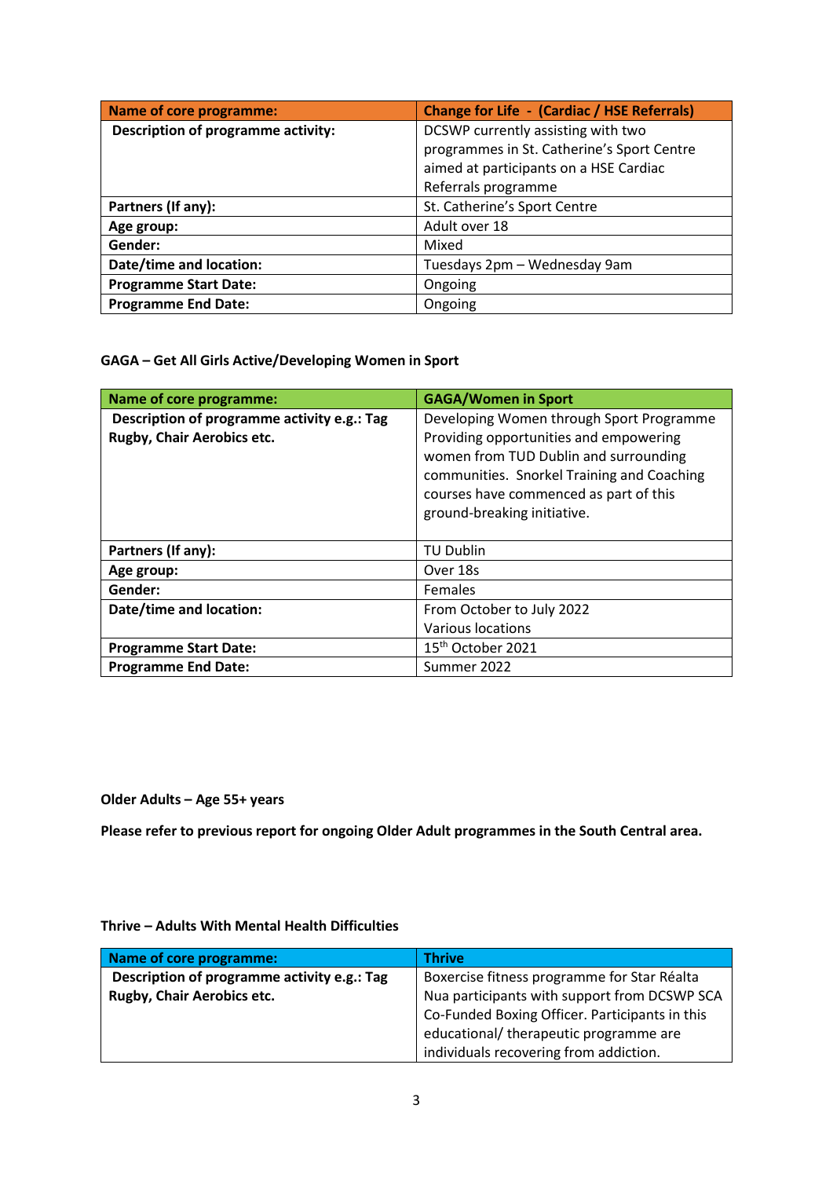| Name of core programme: | Change for Life - (Cardiac / HSE Referrals) |
|---|---|
| Description of programme activity: | DCSWP currently assisting with two programmes in St. Catherine's Sport Centre aimed at participants on a HSE Cardiac Referrals programme |
| Partners (If any): | St. Catherine's Sport Centre |
| Age group: | Adult over 18 |
| Gender: | Mixed |
| Date/time and location: | Tuesdays 2pm – Wednesday 9am |
| Programme Start Date: | Ongoing |
| Programme End Date: | Ongoing |

**GAGA – Get All Girls Active/Developing Women in Sport**

| Name of core programme: | GAGA/Women in Sport |
|---|---|
| Description of programme activity e.g.: Tag Rugby, Chair Aerobics etc. | Developing Women through Sport Programme Providing opportunities and empowering women from TUD Dublin and surrounding communities. Snorkel Training and Coaching courses have commenced as part of this ground-breaking initiative. |
| Partners (If any): | TU Dublin |
| Age group: | Over 18s |
| Gender: | Females |
| Date/time and location: | From October to July 2022<br>Various locations |
| Programme Start Date: | 15th October 2021 |
| Programme End Date: | Summer 2022 |

**Older Adults – Age 55+ years**

**Please refer to previous report for ongoing Older Adult programmes in the South Central area.**

**Thrive – Adults With Mental Health Difficulties**

| Name of core programme: | Thrive |
|---|---|
| Description of programme activity e.g.: Tag Rugby, Chair Aerobics etc. | Boxercise fitness programme for Star Réalta Nua participants with support from DCSWP SCA Co-Funded Boxing Officer. Participants in this educational/ therapeutic programme are individuals recovering from addiction. |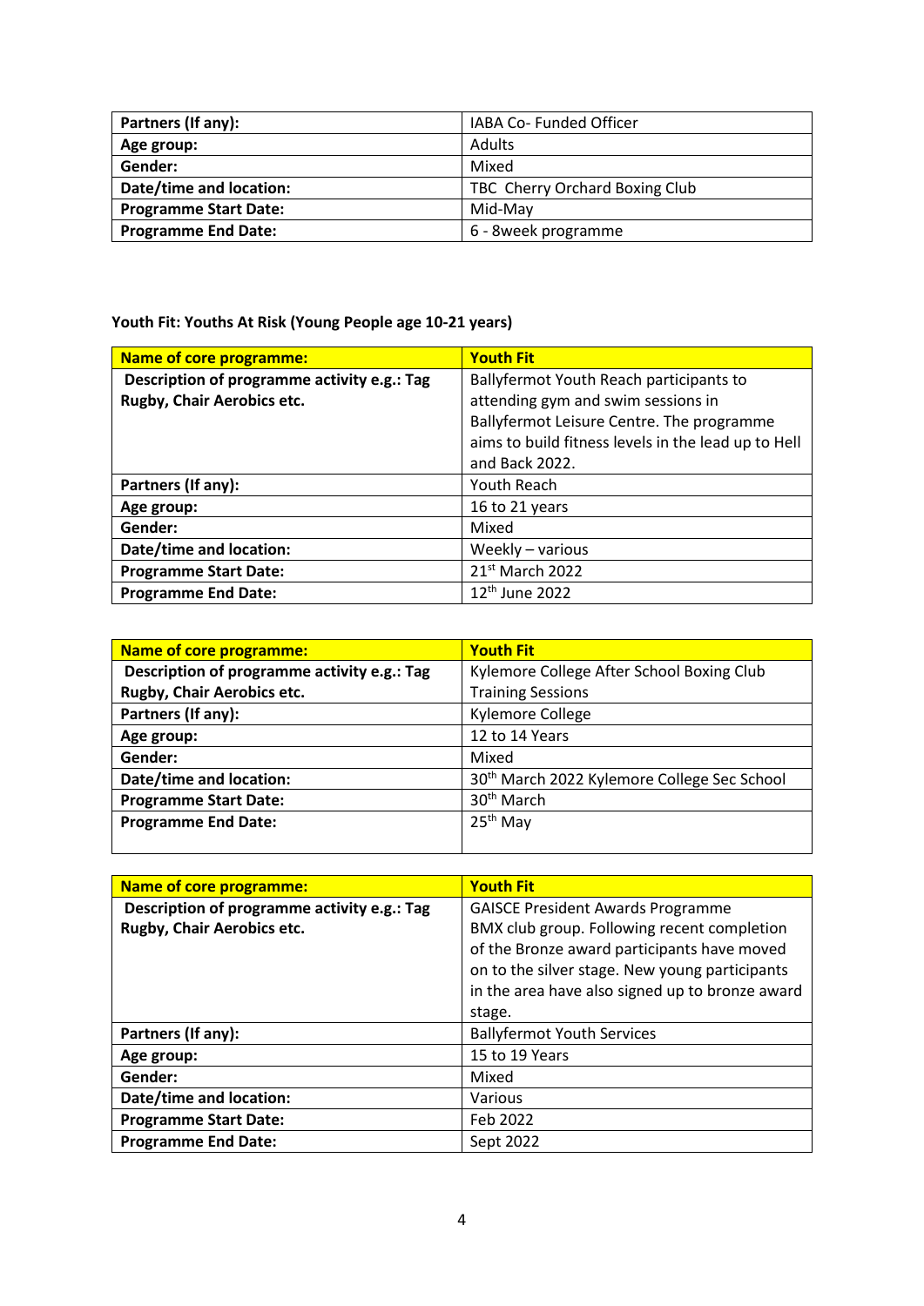| Partners (If any): | IABA Co- Funded Officer |
|---|---|
| Age group: | Adults |
| Gender: | Mixed |
| Date/time and location: | TBC Cherry Orchard Boxing Club |
| Programme Start Date: | Mid-May |
| Programme End Date: | 6 - 8week programme |

**Youth Fit: Youths At Risk (Young People age 10-21 years)**

| Name of core programme: | Youth Fit |
|---|---|
| Description of programme activity e.g.: Tag Rugby, Chair Aerobics etc. | Ballyfermot Youth Reach participants to attending gym and swim sessions in Ballyfermot Leisure Centre. The programme aims to build fitness levels in the lead up to Hell and Back 2022. |
| Partners (If any): | Youth Reach |
| Age group: | 16 to 21 years |
| Gender: | Mixed |
| Date/time and location: | Weekly – various |
| Programme Start Date: | 21st March 2022 |
| Programme End Date: | 12th June 2022 |

| Name of core programme: | Youth Fit |
|---|---|
| Description of programme activity e.g.: Tag Rugby, Chair Aerobics etc. | Kylemore College After School Boxing Club Training Sessions |
| Partners (If any): | Kylemore College |
| Age group: | 12 to 14 Years |
| Gender: | Mixed |
| Date/time and location: | 30th March 2022 Kylemore College Sec School |
| Programme Start Date: | 30th March |
| Programme End Date: | 25th May |

| Name of core programme: | Youth Fit |
|---|---|
| Description of programme activity e.g.: Tag Rugby, Chair Aerobics etc. | GAISCE President Awards Programme BMX club group. Following recent completion of the Bronze award participants have moved on to the silver stage. New young participants in the area have also signed up to bronze award stage. |
| Partners (If any): | Ballyfermot Youth Services |
| Age group: | 15 to 19 Years |
| Gender: | Mixed |
| Date/time and location: | Various |
| Programme Start Date: | Feb 2022 |
| Programme End Date: | Sept 2022 |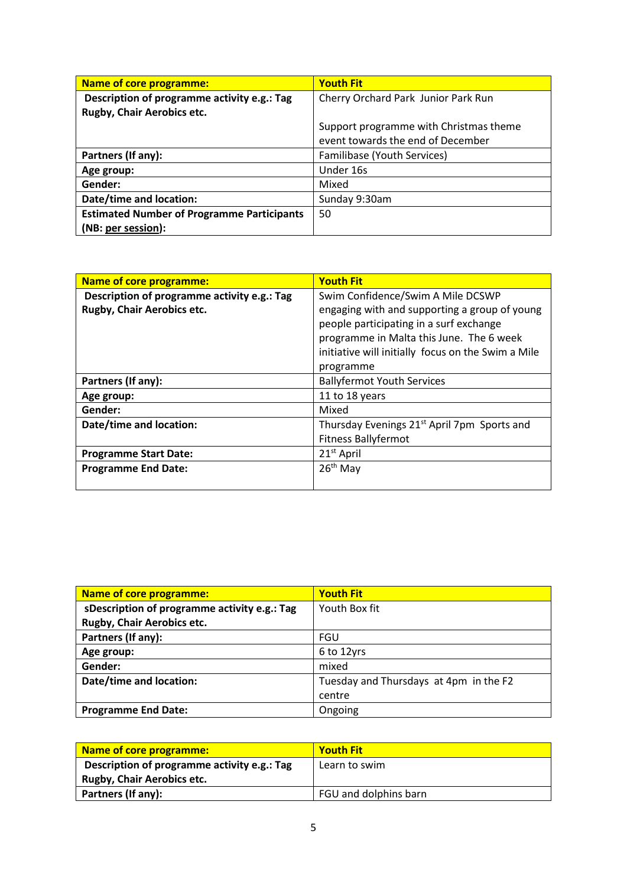| Name of core programme: | Youth Fit |
| --- | --- |
| Description of programme activity e.g.: Tag Rugby, Chair Aerobics etc. | Cherry Orchard Park  Junior Park Run<br><br>Support programme with Christmas theme event towards the end of December |
| Partners (If any): | Familibase (Youth Services) |
| Age group: | Under 16s |
| Gender: | Mixed |
| Date/time and location: | Sunday 9:30am |
| Estimated Number of Programme Participants (NB: per session): | 50 |

| Name of core programme: | Youth Fit |
| --- | --- |
| Description of programme activity e.g.: Tag Rugby, Chair Aerobics etc. | Swim Confidence/Swim A Mile DCSWP engaging with and supporting a group of young people participating in a surf exchange programme in Malta this June.  The 6 week initiative will initially  focus on the Swim a Mile programme |
| Partners (If any): | Ballyfermot Youth Services |
| Age group: | 11 to 18 years |
| Gender: | Mixed |
| Date/time and location: | Thursday Evenings 21st April 7pm  Sports and Fitness Ballyfermot |
| Programme Start Date: | 21st April |
| Programme End Date: | 26th May |

| Name of core programme: | Youth Fit |
| --- | --- |
| sDescription of programme activity e.g.: Tag Rugby, Chair Aerobics etc. | Youth Box fit |
| Partners (If any): | FGU |
| Age group: | 6 to 12yrs |
| Gender: | mixed |
| Date/time and location: | Tuesday and Thursdays  at 4pm  in the F2 centre |
| Programme End Date: | Ongoing |

| Name of core programme: | Youth Fit |
| --- | --- |
| Description of programme activity e.g.: Tag Rugby, Chair Aerobics etc. | Learn to swim |
| Partners (If any): | FGU and dolphins barn |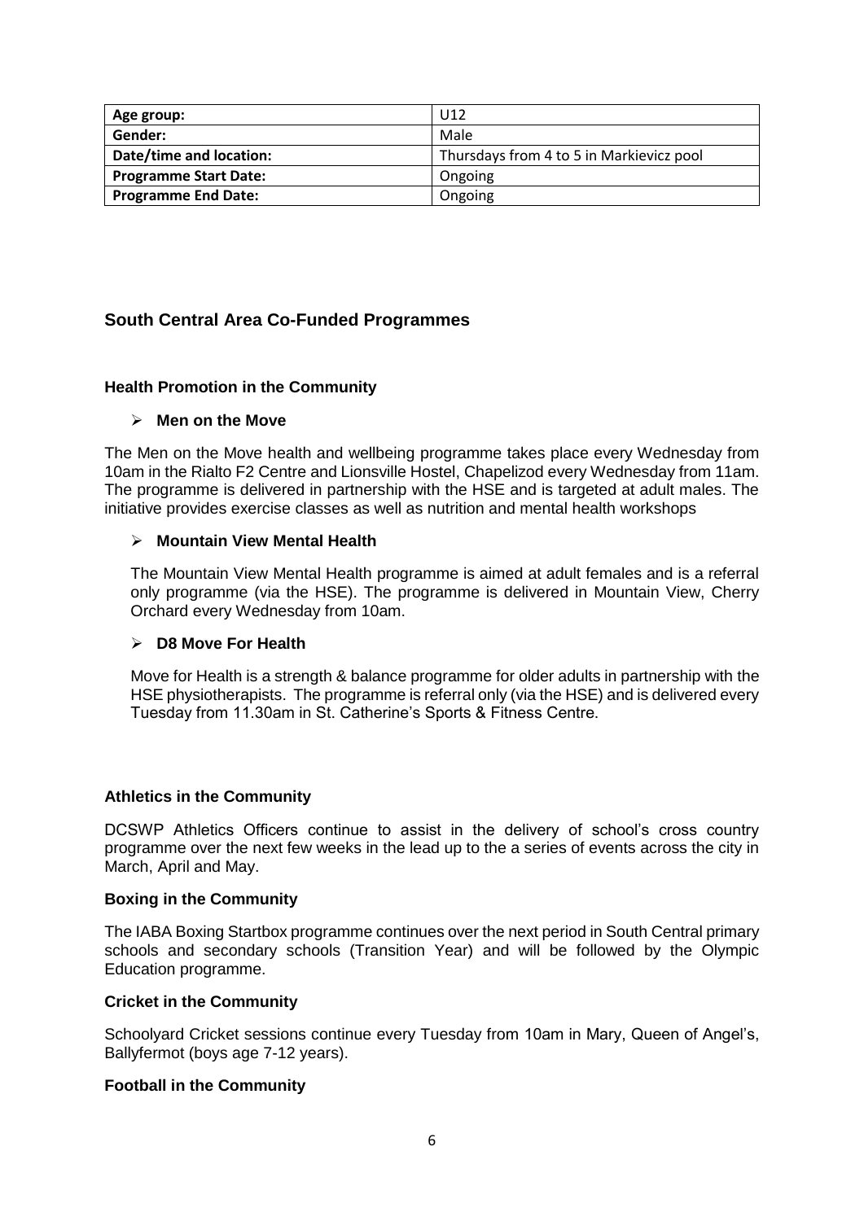| Age group: | U12 |
|---|---|
| Gender: | Male |
| Date/time and location: | Thursdays from 4 to 5 in Markievicz pool |
| Programme Start Date: | Ongoing |
| Programme End Date: | Ongoing |

## South Central Area Co-Funded Programmes

### Health Promotion in the Community

- **Men on the Move**

The Men on the Move health and wellbeing programme takes place every Wednesday from 10am in the Rialto F2 Centre and Lionsville Hostel, Chapelizod every Wednesday from 11am. The programme is delivered in partnership with the HSE and is targeted at adult males. The initiative provides exercise classes as well as nutrition and mental health workshops

- **Mountain View Mental Health**

The Mountain View Mental Health programme is aimed at adult females and is a referral only programme (via the HSE). The programme is delivered in Mountain View, Cherry Orchard every Wednesday from 10am.

- **D8 Move For Health**

Move for Health is a strength & balance programme for older adults in partnership with the HSE physiotherapists. The programme is referral only (via the HSE) and is delivered every Tuesday from 11.30am in St. Catherine's Sports & Fitness Centre.

### Athletics in the Community

DCSWP Athletics Officers continue to assist in the delivery of school's cross country programme over the next few weeks in the lead up to the a series of events across the city in March, April and May.

### Boxing in the Community

The IABA Boxing Startbox programme continues over the next period in South Central primary schools and secondary schools (Transition Year) and will be followed by the Olympic Education programme.

### Cricket in the Community

Schoolyard Cricket sessions continue every Tuesday from 10am in Mary, Queen of Angel's, Ballyfermot (boys age 7-12 years).

### Football in the Community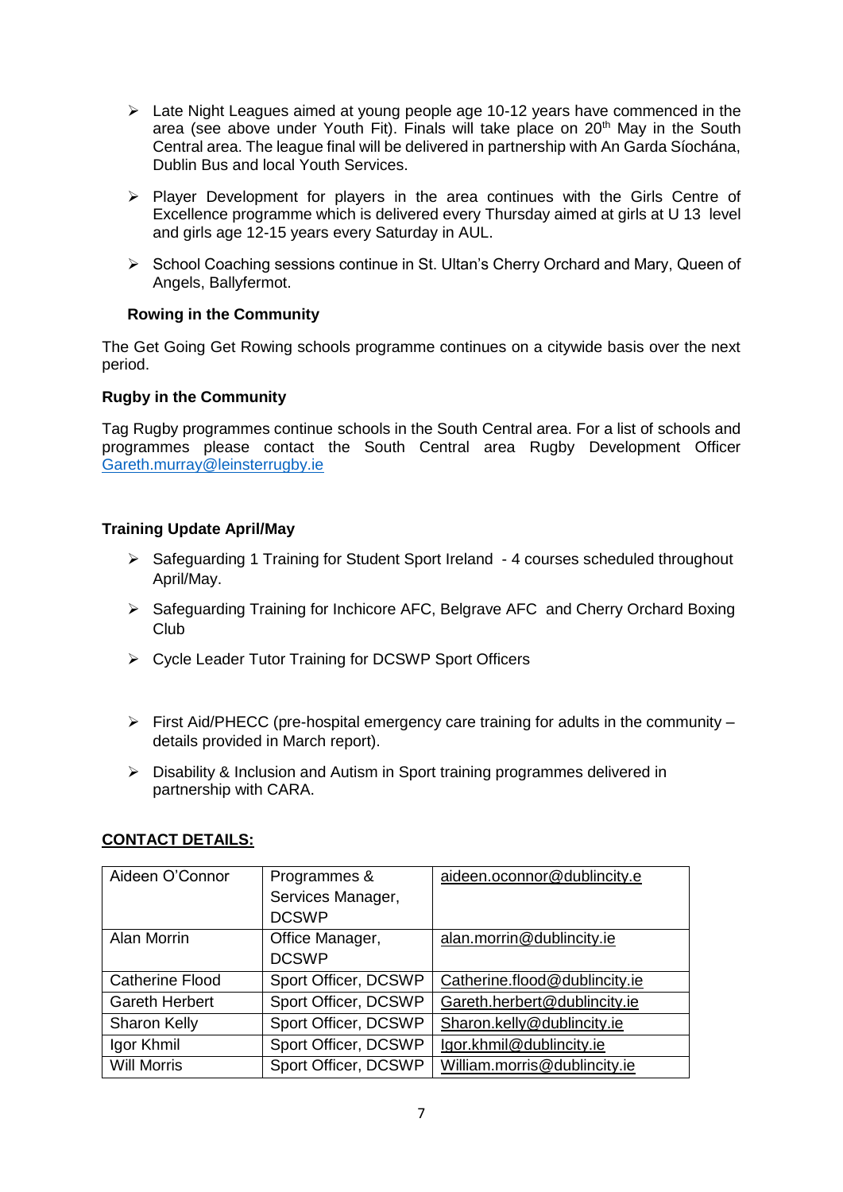- Late Night Leagues aimed at young people age 10-12 years have commenced in the area (see above under Youth Fit). Finals will take place on 20th May in the South Central area. The league final will be delivered in partnership with An Garda Síochána, Dublin Bus and local Youth Services.

- Player Development for players in the area continues with the Girls Centre of Excellence programme which is delivered every Thursday aimed at girls at U 13 level and girls age 12-15 years every Saturday in AUL.

- School Coaching sessions continue in St. Ultan's Cherry Orchard and Mary, Queen of Angels, Ballyfermot.

**Rowing in the Community**

The Get Going Get Rowing schools programme continues on a citywide basis over the next period.

**Rugby in the Community**

Tag Rugby programmes continue schools in the South Central area. For a list of schools and programmes please contact the South Central area Rugby Development Officer Gareth.murray@leinsterrugby.ie

**Training Update April/May**

- Safeguarding 1 Training for Student Sport Ireland - 4 courses scheduled throughout April/May.

- Safeguarding Training for Inchicore AFC, Belgrave AFC and Cherry Orchard Boxing Club

- Cycle Leader Tutor Training for DCSWP Sport Officers

- First Aid/PHECC (pre-hospital emergency care training for adults in the community – details provided in March report).

- Disability & Inclusion and Autism in Sport training programmes delivered in partnership with CARA.

**CONTACT DETAILS:**

| | | |
|---|---|---|
| Aideen O'Connor | Programmes & Services Manager, DCSWP | aideen.oconnor@dublincity.e |
| Alan Morrin | Office Manager, DCSWP | alan.morrin@dublincity.ie |
| Catherine Flood | Sport Officer, DCSWP | Catherine.flood@dublincity.ie |
| Gareth Herbert | Sport Officer, DCSWP | Gareth.herbert@dublincity.ie |
| Sharon Kelly | Sport Officer, DCSWP | Sharon.kelly@dublincity.ie |
| Igor Khmil | Sport Officer, DCSWP | Igor.khmil@dublincity.ie |
| Will Morris | Sport Officer, DCSWP | William.morris@dublincity.ie |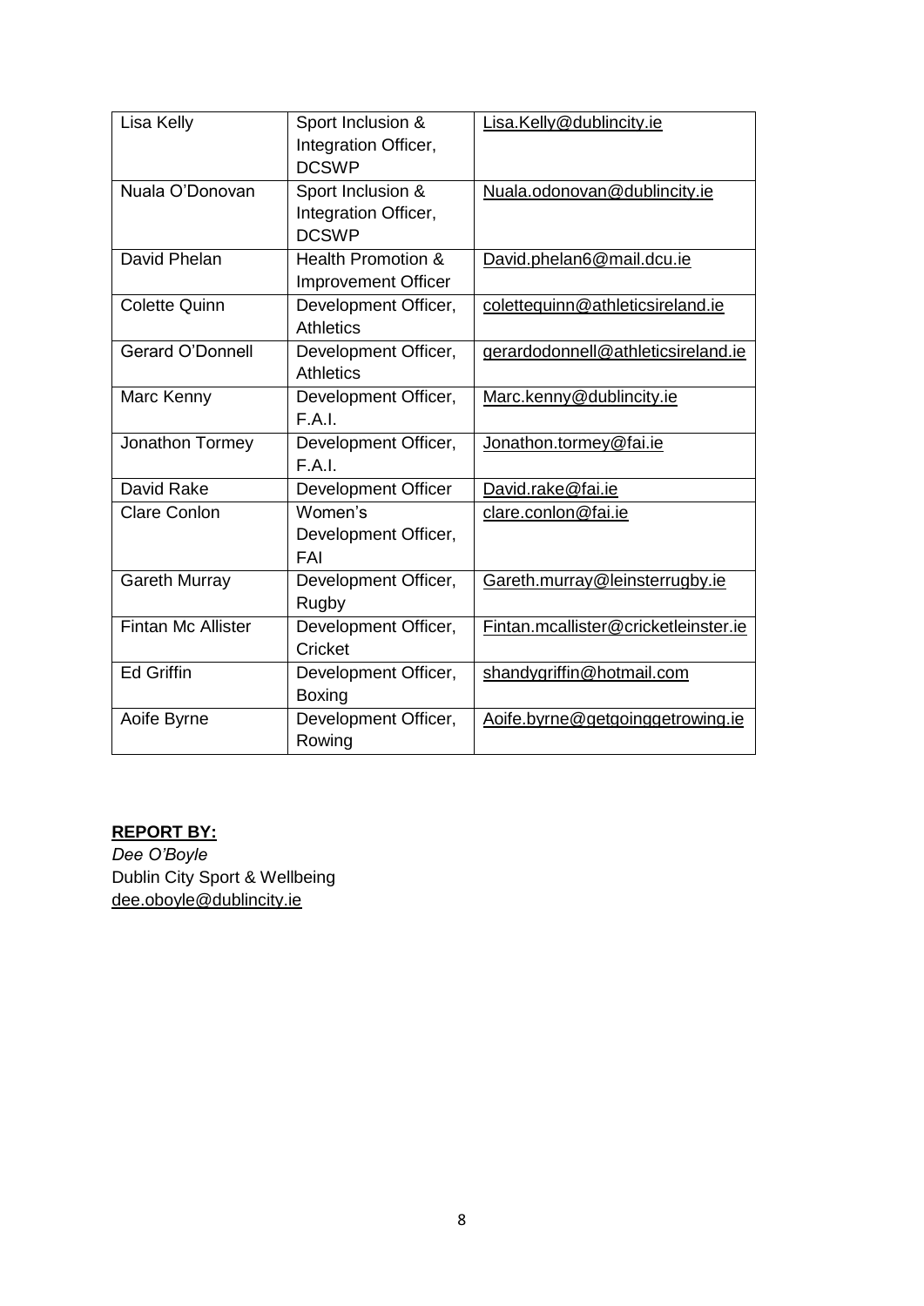| | | |
|---|---|---|
| Lisa Kelly | Sport Inclusion & Integration Officer, DCSWP | Lisa.Kelly@dublincity.ie |
| Nuala O'Donovan | Sport Inclusion & Integration Officer, DCSWP | Nuala.odonovan@dublincity.ie |
| David Phelan | Health Promotion & Improvement Officer | David.phelan6@mail.dcu.ie |
| Colette Quinn | Development Officer, Athletics | colettequinn@athleticsireland.ie |
| Gerard O'Donnell | Development Officer, Athletics | gerardodonnell@athleticsireland.ie |
| Marc Kenny | Development Officer, F.A.I. | Marc.kenny@dublincity.ie |
| Jonathon Tormey | Development Officer, F.A.I. | Jonathon.tormey@fai.ie |
| David Rake | Development Officer | David.rake@fai.ie |
| Clare Conlon | Women's Development Officer, FAI | clare.conlon@fai.ie |
| Gareth Murray | Development Officer, Rugby | Gareth.murray@leinsterrugby.ie |
| Fintan Mc Allister | Development Officer, Cricket | Fintan.mcallister@cricketleinster.ie |
| Ed Griffin | Development Officer, Boxing | shandygriffin@hotmail.com |
| Aoife Byrne | Development Officer, Rowing | Aoife.byrne@getgoinggetrowing.ie |

**REPORT BY:**
*Dee O'Boyle*
Dublin City Sport & Wellbeing
dee.oboyle@dublincity.ie